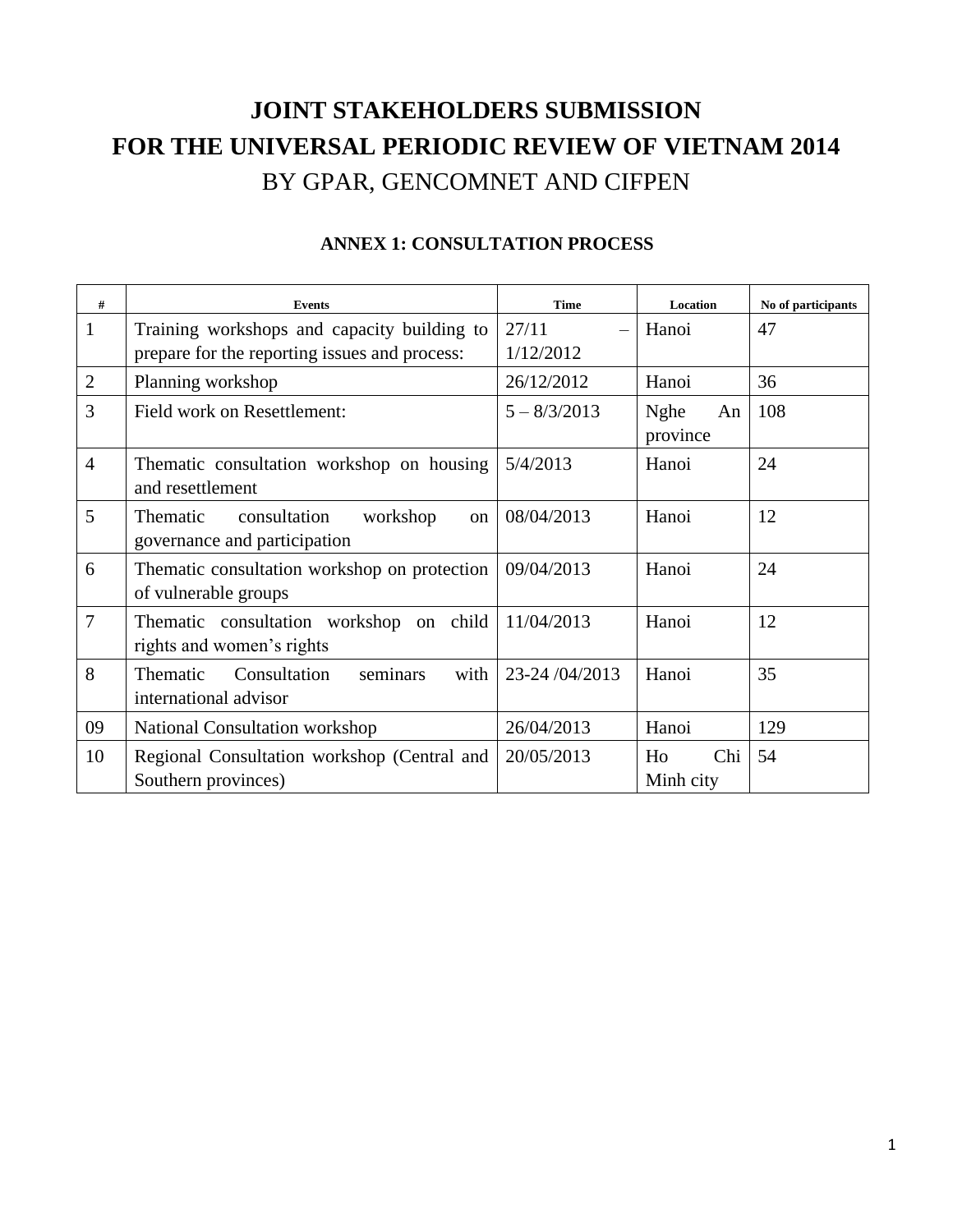# JOINT STAKEHOLDERS SUBMISSION
# FOR THE UNIVERSAL PERIODIC REVIEW OF VIETNAM 2014
## BY GPAR, GENCOMNET AND CIFPEN

### ANNEX 1: CONSULTATION PROCESS

| # | Events | Time | Location | No of participants |
|---|---|---|---|---|
| 1 | Training workshops and capacity building to prepare for the reporting issues and process: | 27/11 – 1/12/2012 | Hanoi | 47 |
| 2 | Planning workshop | 26/12/2012 | Hanoi | 36 |
| 3 | Field work on Resettlement: | 5 – 8/3/2013 | Nghe An province | 108 |
| 4 | Thematic consultation workshop on housing and resettlement | 5/4/2013 | Hanoi | 24 |
| 5 | Thematic consultation workshop on governance and participation | 08/04/2013 | Hanoi | 12 |
| 6 | Thematic consultation workshop on protection of vulnerable groups | 09/04/2013 | Hanoi | 24 |
| 7 | Thematic consultation workshop on child rights and women's rights | 11/04/2013 | Hanoi | 12 |
| 8 | Thematic Consultation seminars with international advisor | 23-24 /04/2013 | Hanoi | 35 |
| 09 | National Consultation workshop | 26/04/2013 | Hanoi | 129 |
| 10 | Regional Consultation workshop (Central and Southern provinces) | 20/05/2013 | Ho Chi Minh city | 54 |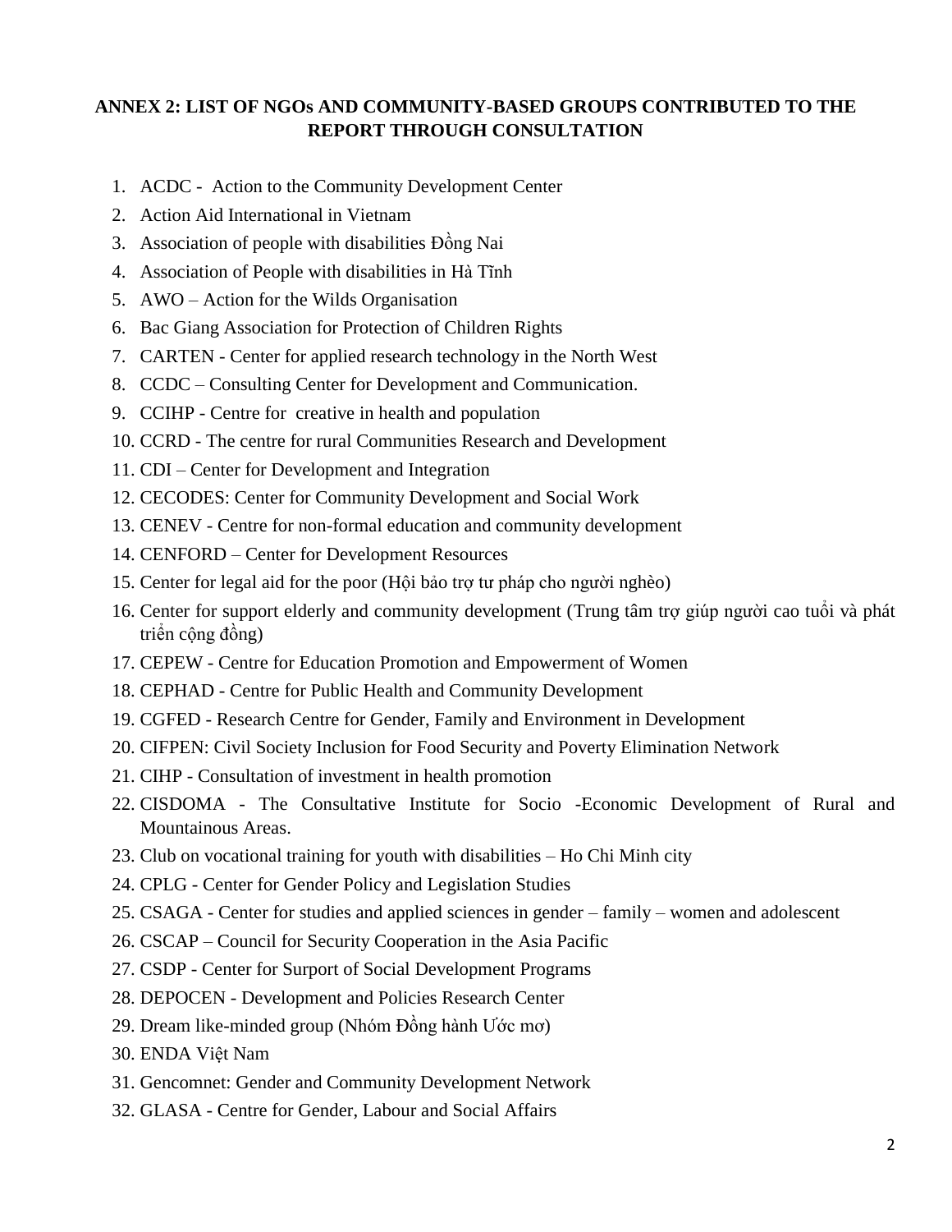**ANNEX 2: LIST OF NGOs AND COMMUNITY-BASED GROUPS CONTRIBUTED TO THE REPORT THROUGH CONSULTATION**

1. ACDC - Action to the Community Development Center
2. Action Aid International in Vietnam
3. Association of people with disabilities Đồng Nai
4. Association of People with disabilities in Hà Tĩnh
5. AWO – Action for the Wilds Organisation
6. Bac Giang Association for Protection of Children Rights
7. CARTEN - Center for applied research technology in the North West
8. CCDC – Consulting Center for Development and Communication.
9. CCIHP - Centre for creative in health and population
10. CCRD - The centre for rural Communities Research and Development
11. CDI – Center for Development and Integration
12. CECODES: Center for Community Development and Social Work
13. CENEV - Centre for non-formal education and community development
14. CENFORD – Center for Development Resources
15. Center for legal aid for the poor (Hội bảo trợ tư pháp cho người nghèo)
16. Center for support elderly and community development (Trung tâm trợ giúp người cao tuổi và phát triển cộng đồng)
17. CEPEW - Centre for Education Promotion and Empowerment of Women
18. CEPHAD - Centre for Public Health and Community Development
19. CGFED - Research Centre for Gender, Family and Environment in Development
20. CIFPEN: Civil Society Inclusion for Food Security and Poverty Elimination Network
21. CIHP - Consultation of investment in health promotion
22. CISDOMA - The Consultative Institute for Socio -Economic Development of Rural and Mountainous Areas.
23. Club on vocational training for youth with disabilities – Ho Chi Minh city
24. CPLG - Center for Gender Policy and Legislation Studies
25. CSAGA - Center for studies and applied sciences in gender – family – women and adolescent
26. CSCAP – Council for Security Cooperation in the Asia Pacific
27. CSDP - Center for Surport of Social Development Programs
28. DEPOCEN - Development and Policies Research Center
29. Dream like-minded group (Nhóm Đồng hành Ước mơ)
30. ENDA Việt Nam
31. Gencomnet: Gender and Community Development Network
32. GLASA - Centre for Gender, Labour and Social Affairs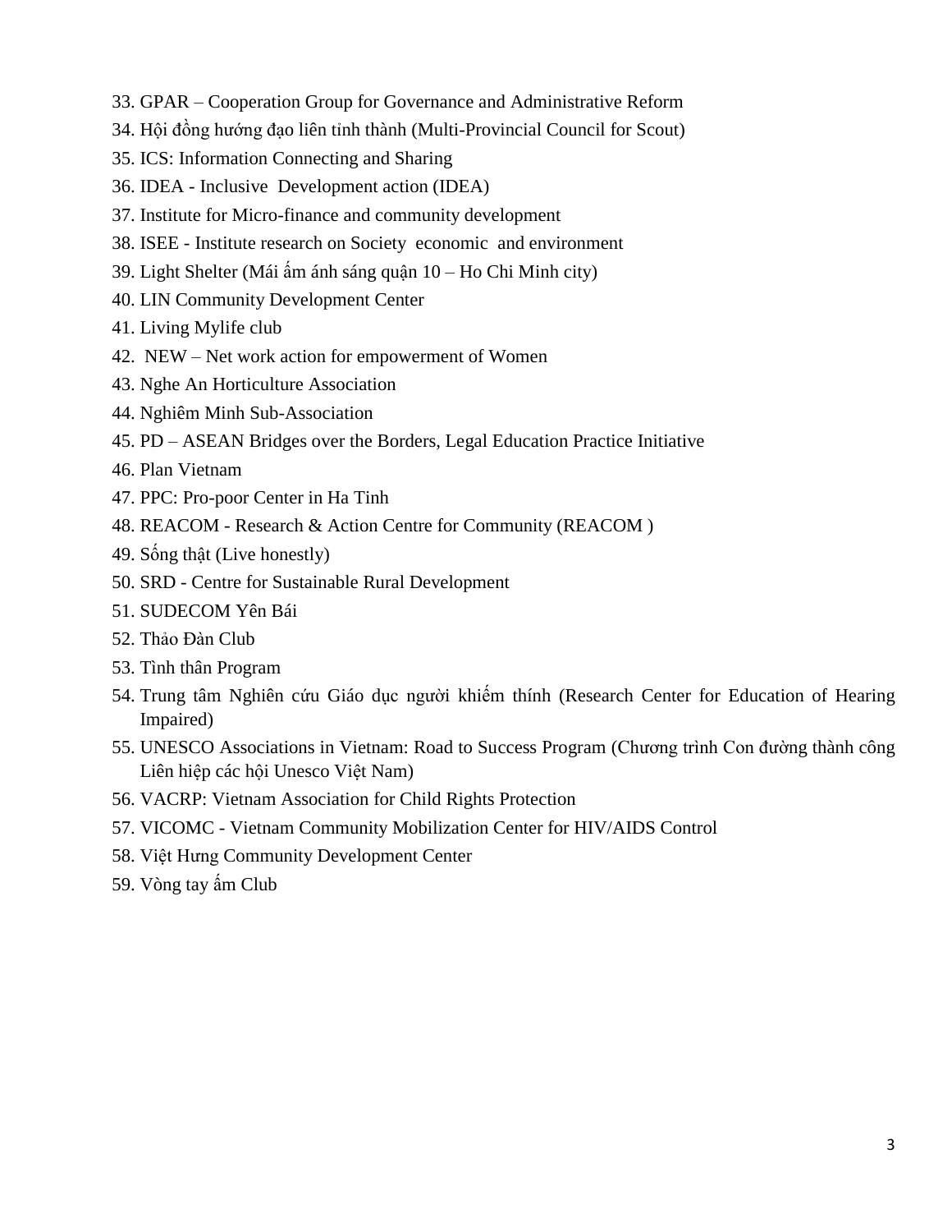33. GPAR – Cooperation Group for Governance and Administrative Reform
34. Hội đồng hướng đạo liên tỉnh thành (Multi-Provincial Council for Scout)
35. ICS: Information Connecting and Sharing
36. IDEA - Inclusive Development action (IDEA)
37. Institute for Micro-finance and community development
38. ISEE - Institute research on Society economic and environment
39. Light Shelter (Mái ấm ánh sáng quận 10 – Ho Chi Minh city)
40. LIN Community Development Center
41. Living Mylife club
42. NEW – Net work action for empowerment of Women
43. Nghe An Horticulture Association
44. Nghiêm Minh Sub-Association
45. PD – ASEAN Bridges over the Borders, Legal Education Practice Initiative
46. Plan Vietnam
47. PPC: Pro-poor Center in Ha Tinh
48. REACOM - Research & Action Centre for Community (REACOM )
49. Sống thật (Live honestly)
50. SRD - Centre for Sustainable Rural Development
51. SUDECOM Yên Bái
52. Thảo Đàn Club
53. Tình thân Program
54. Trung tâm Nghiên cứu Giáo dục người khiếm thính (Research Center for Education of Hearing Impaired)
55. UNESCO Associations in Vietnam: Road to Success Program (Chương trình Con đường thành công Liên hiệp các hội Unesco Việt Nam)
56. VACRP: Vietnam Association for Child Rights Protection
57. VICOMC - Vietnam Community Mobilization Center for HIV/AIDS Control
58. Việt Hưng Community Development Center
59. Vòng tay ấm Club